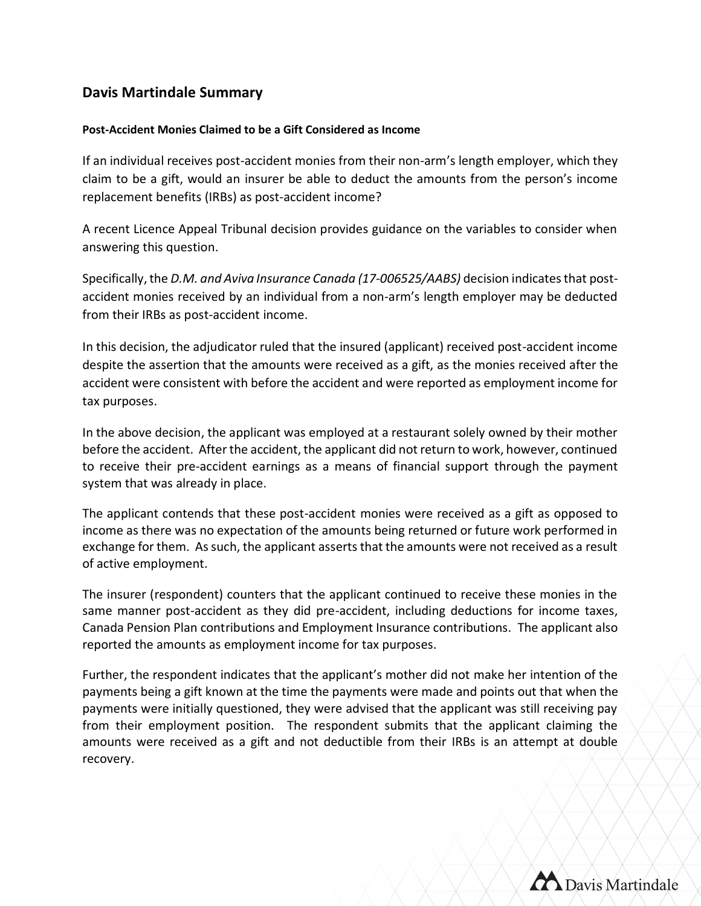## Davis Martindale Summary

**Post-Accident Monies Claimed to be a Gift Considered as Income**

If an individual receives post-accident monies from their non-arm's length employer, which they claim to be a gift, would an insurer be able to deduct the amounts from the person's income replacement benefits (IRBs) as post-accident income?

A recent Licence Appeal Tribunal decision provides guidance on the variables to consider when answering this question.

Specifically, the *D.M. and Aviva Insurance Canada (17-006525/AABS)* decision indicates that post-accident monies received by an individual from a non-arm's length employer may be deducted from their IRBs as post-accident income.

In this decision, the adjudicator ruled that the insured (applicant) received post-accident income despite the assertion that the amounts were received as a gift, as the monies received after the accident were consistent with before the accident and were reported as employment income for tax purposes.

In the above decision, the applicant was employed at a restaurant solely owned by their mother before the accident. After the accident, the applicant did not return to work, however, continued to receive their pre-accident earnings as a means of financial support through the payment system that was already in place.

The applicant contends that these post-accident monies were received as a gift as opposed to income as there was no expectation of the amounts being returned or future work performed in exchange for them. As such, the applicant asserts that the amounts were not received as a result of active employment.

The insurer (respondent) counters that the applicant continued to receive these monies in the same manner post-accident as they did pre-accident, including deductions for income taxes, Canada Pension Plan contributions and Employment Insurance contributions. The applicant also reported the amounts as employment income for tax purposes.

Further, the respondent indicates that the applicant's mother did not make her intention of the payments being a gift known at the time the payments were made and points out that when the payments were initially questioned, they were advised that the applicant was still receiving pay from their employment position. The respondent submits that the applicant claiming the amounts were received as a gift and not deductible from their IRBs is an attempt at double recovery.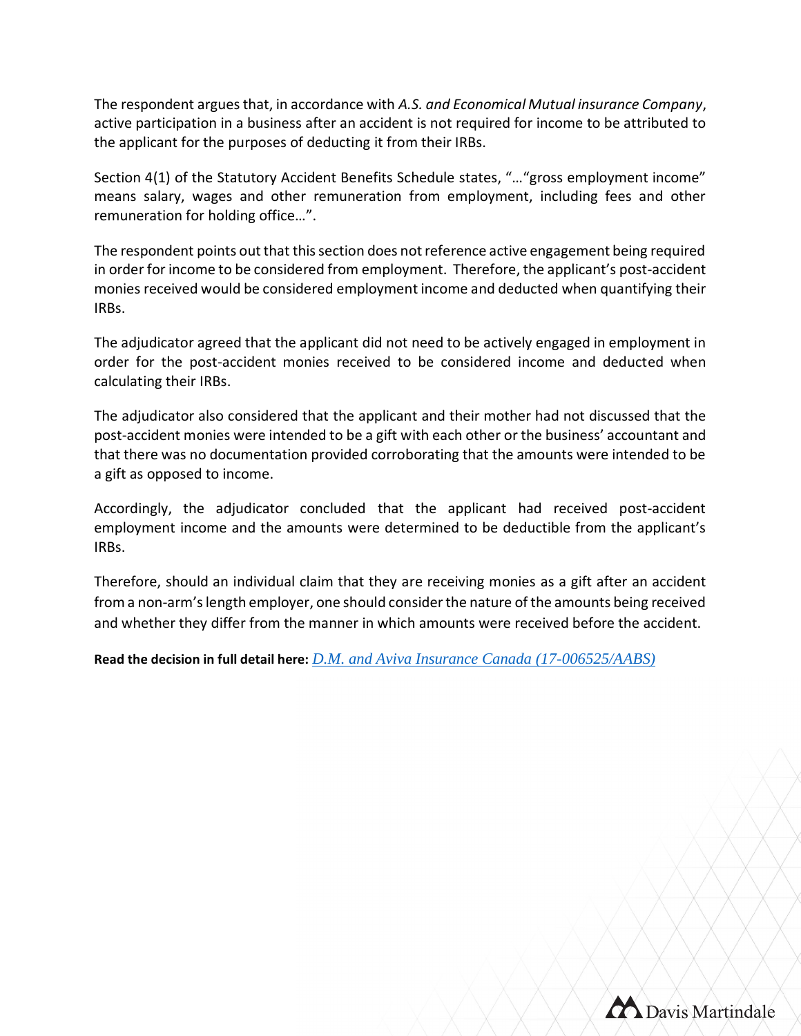The respondent argues that, in accordance with *A.S. and Economical Mutual insurance Company*, active participation in a business after an accident is not required for income to be attributed to the applicant for the purposes of deducting it from their IRBs.

Section 4(1) of the Statutory Accident Benefits Schedule states, "…"gross employment income" means salary, wages and other remuneration from employment, including fees and other remuneration for holding office…".

The respondent points out that this section does not reference active engagement being required in order for income to be considered from employment. Therefore, the applicant's post-accident monies received would be considered employment income and deducted when quantifying their IRBs.

The adjudicator agreed that the applicant did not need to be actively engaged in employment in order for the post-accident monies received to be considered income and deducted when calculating their IRBs.

The adjudicator also considered that the applicant and their mother had not discussed that the post-accident monies were intended to be a gift with each other or the business' accountant and that there was no documentation provided corroborating that the amounts were intended to be a gift as opposed to income.

Accordingly, the adjudicator concluded that the applicant had received post-accident employment income and the amounts were determined to be deductible from the applicant's IRBs.

Therefore, should an individual claim that they are receiving monies as a gift after an accident from a non-arm's length employer, one should consider the nature of the amounts being received and whether they differ from the manner in which amounts were received before the accident.

**Read the decision in full detail here:** *D.M. and Aviva Insurance Canada (17-006525/AABS)*